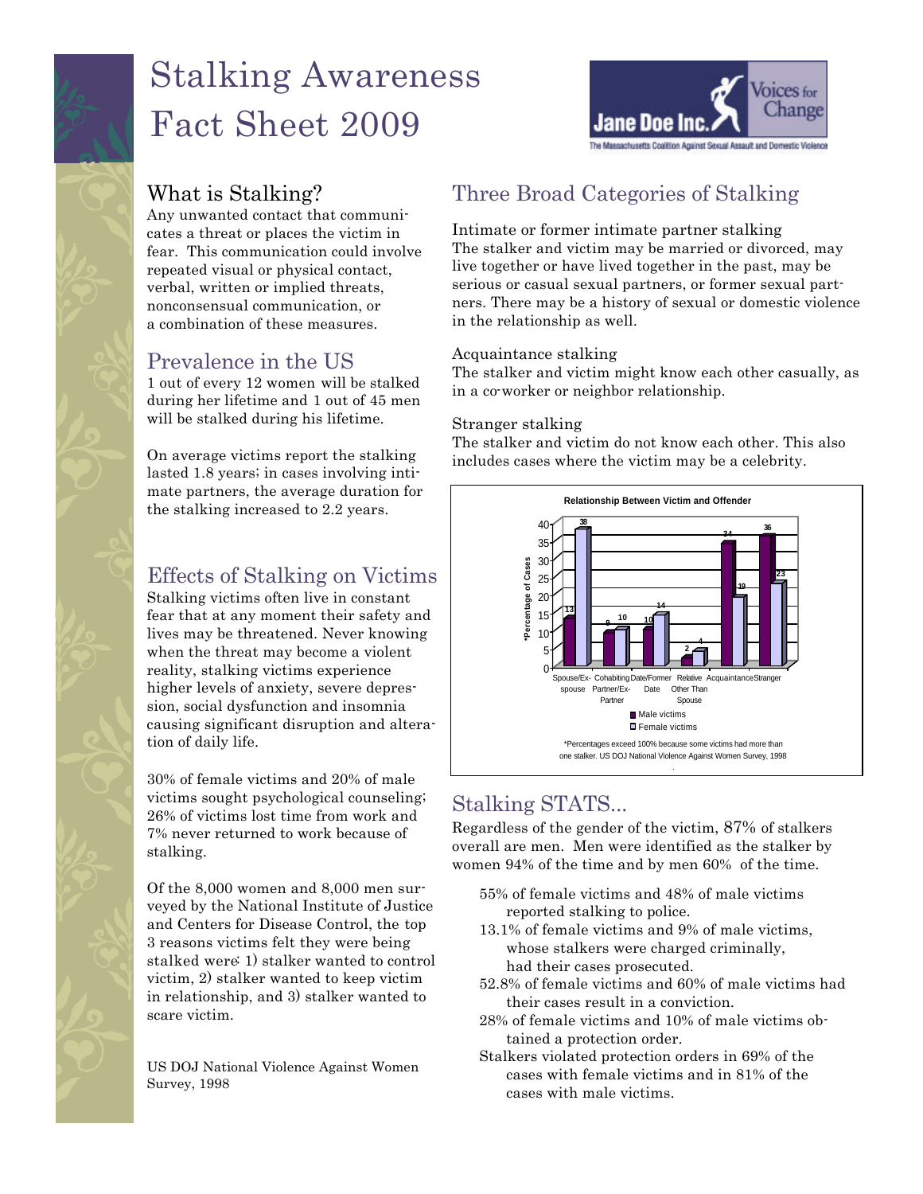# Stalking Awareness Fact Sheet 2009

Jane Doe Inc. Voices for Change

The Massachusetts Coalition Against Sexual Assault and Domestic Violence

## What is Stalking?

Any unwanted contact that communicates a threat or places the victim in fear. This communication could involve repeated visual or physical contact, verbal, written or implied threats, nonconsensual communication, or a combination of these measures.

## Prevalence in the US

1 out of every 12 women will be stalked during her lifetime and 1 out of 45 men will be stalked during his lifetime.

On average victims report the stalking lasted 1.8 years; in cases involving intimate partners, the average duration for the stalking increased to 2.2 years.

## Effects of Stalking on Victims

Stalking victims often live in constant fear that at any moment their safety and lives may be threatened. Never knowing when the threat may become a violent reality, stalking victims experience higher levels of anxiety, severe depression, social dysfunction and insomnia causing significant disruption and alteration of daily life.

30% of female victims and 20% of male victims sought psychological counseling; 26% of victims lost time from work and 7% never returned to work because of stalking.

Of the 8,000 women and 8,000 men surveyed by the National Institute of Justice and Centers for Disease Control, the top 3 reasons victims felt they were being stalked were: 1) stalker wanted to control victim, 2) stalker wanted to keep victim in relationship, and 3) stalker wanted to scare victim.

US DOJ National Violence Against Women Survey, 1998

## Three Broad Categories of Stalking

Intimate or former intimate partner stalking
The stalker and victim may be married or divorced, may live together or have lived together in the past, may be serious or casual sexual partners, or former sexual partners. There may be a history of sexual or domestic violence in the relationship as well.

Acquaintance stalking
The stalker and victim might know each other casually, as in a co-worker or neighbor relationship.

Stranger stalking
The stalker and victim do not know each other. This also includes cases where the victim may be a celebrity.

Relationship Between Victim and Offender

*Percentage of Cases

0 5 10 15 20 25 30 35 40

13 38 | 9 10 | 10 14 | 2 4 | 34 19 | 36 23

Spouse/Ex-spouse, Cohabiting Partner/Ex-Partner, Date/Former Date, Relative Other Than Spouse, Acquaintance, Stranger

Male victims
Female victims

*Percentages exceed 100% because some victims had more than one stalker. US DOJ National Violence Against Women Survey, 1998

## Stalking STATS...

Regardless of the gender of the victim, 87% of stalkers overall are men. Men were identified as the stalker by women 94% of the time and by men 60% of the time.

- 55% of female victims and 48% of male victims reported stalking to police.
- 13.1% of female victims and 9% of male victims, whose stalkers were charged criminally, had their cases prosecuted.
- 52.8% of female victims and 60% of male victims had their cases result in a conviction.
- 28% of female victims and 10% of male victims obtained a protection order.
- Stalkers violated protection orders in 69% of the cases with female victims and in 81% of the cases with male victims.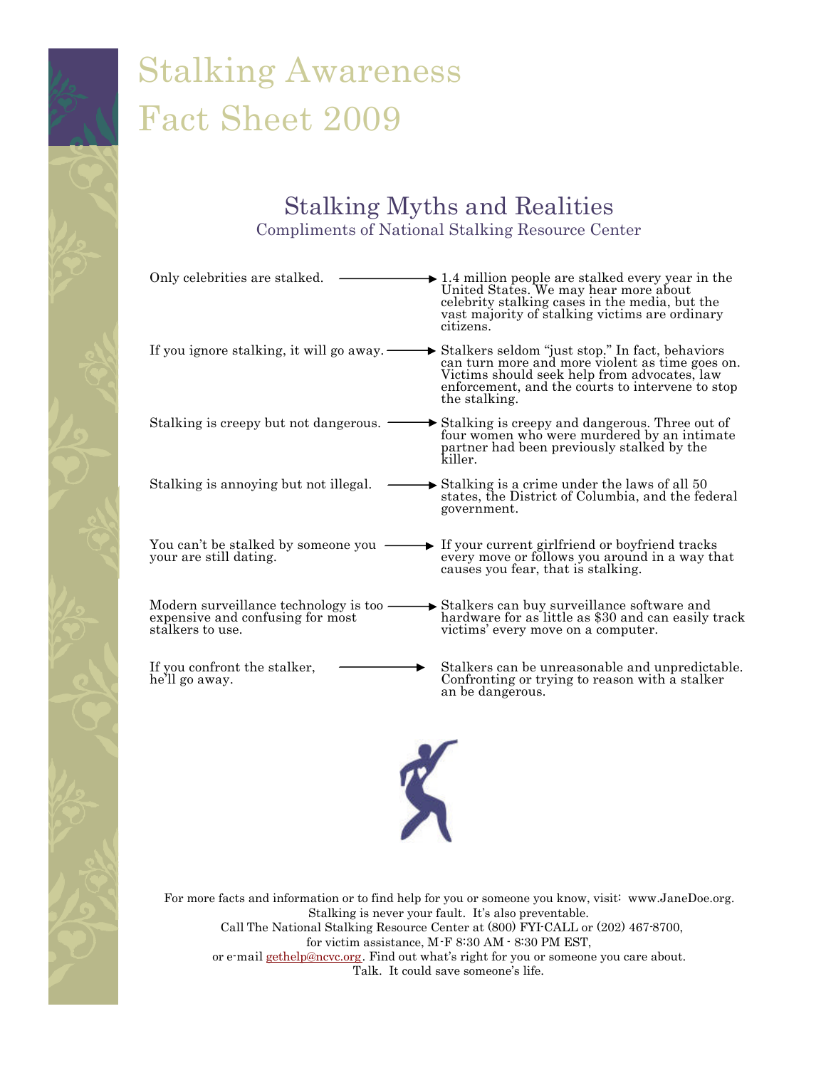# Stalking Awareness Fact Sheet 2009

## Stalking Myths and Realities

Compliments of National Stalking Resource Center

| Myth | Reality |
| --- | --- |
| Only celebrities are stalked. | 1.4 million people are stalked every year in the United States. We may hear more about celebrity stalking cases in the media, but the vast majority of stalking victims are ordinary citizens. |
| If you ignore stalking, it will go away. | Stalkers seldom "just stop." In fact, behaviors can turn more and more violent as time goes on. Victims should seek help from advocates, law enforcement, and the courts to intervene to stop the stalking. |
| Stalking is creepy but not dangerous. | Stalking is creepy and dangerous. Three out of four women who were murdered by an intimate partner had been previously stalked by the killer. |
| Stalking is annoying but not illegal. | Stalking is a crime under the laws of all 50 states, the District of Columbia, and the federal government. |
| You can't be stalked by someone you your are still dating. | If your current girlfriend or boyfriend tracks every move or follows you around in a way that causes you fear, that is stalking. |
| Modern surveillance technology is too expensive and confusing for most stalkers to use. | Stalkers can buy surveillance software and hardware for as little as $30 and can easily track victims' every move on a computer. |
| If you confront the stalker, he'll go away. | Stalkers can be unreasonable and unpredictable. Confronting or trying to reason with a stalker an be dangerous. |

For more facts and information or to find help for you or someone you know, visit: www.JaneDoe.org.
Stalking is never your fault. It's also preventable.
Call The National Stalking Resource Center at (800) FYI-CALL or (202) 467-8700,
for victim assistance, M-F 8:30 AM - 8:30 PM EST,
or e-mail gethelp@ncvc.org. Find out what's right for you or someone you care about.
Talk. It could save someone's life.